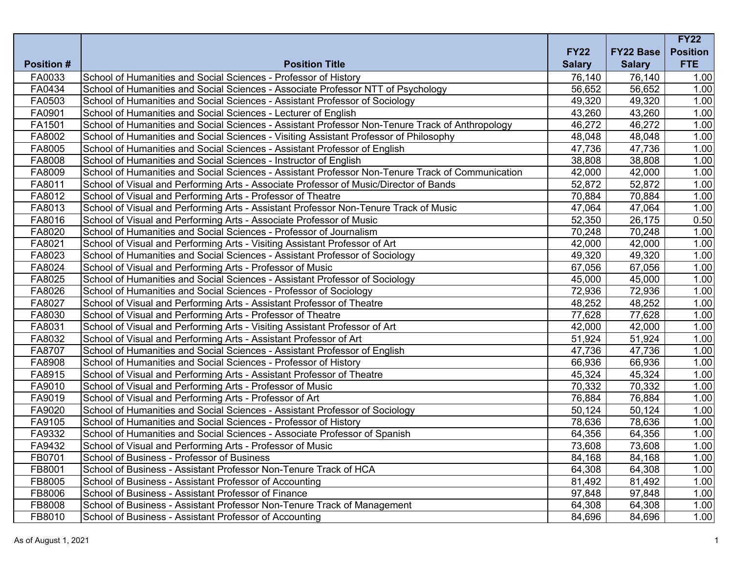| Position # | Position Title | FY22 Salary | FY22 Base Salary | FY22 Position FTE |
|---|---|---|---|---|
| FA0033 | School of Humanities and Social Sciences - Professor of History | 76,140 | 76,140 | 1.00 |
| FA0434 | School of Humanities and Social Sciences - Associate Professor NTT of Psychology | 56,652 | 56,652 | 1.00 |
| FA0503 | School of Humanities and Social Sciences - Assistant Professor of Sociology | 49,320 | 49,320 | 1.00 |
| FA0901 | School of Humanities and Social Sciences - Lecturer of English | 43,260 | 43,260 | 1.00 |
| FA1501 | School of Humanities and Social Sciences - Assistant Professor Non-Tenure Track of Anthropology | 46,272 | 46,272 | 1.00 |
| FA8002 | School of Humanities and Social Sciences - Visiting Assistant Professor of Philosophy | 48,048 | 48,048 | 1.00 |
| FA8005 | School of Humanities and Social Sciences - Assistant Professor of English | 47,736 | 47,736 | 1.00 |
| FA8008 | School of Humanities and Social Sciences - Instructor of English | 38,808 | 38,808 | 1.00 |
| FA8009 | School of Humanities and Social Sciences - Assistant Professor Non-Tenure Track of Communication | 42,000 | 42,000 | 1.00 |
| FA8011 | School of Visual and Performing Arts - Associate Professor of Music/Director of Bands | 52,872 | 52,872 | 1.00 |
| FA8012 | School of Visual and Performing Arts - Professor of Theatre | 70,884 | 70,884 | 1.00 |
| FA8013 | School of Visual and Performing Arts - Assistant Professor Non-Tenure Track of Music | 47,064 | 47,064 | 1.00 |
| FA8016 | School of Visual and Performing Arts - Associate Professor of Music | 52,350 | 26,175 | 0.50 |
| FA8020 | School of Humanities and Social Sciences - Professor of Journalism | 70,248 | 70,248 | 1.00 |
| FA8021 | School of Visual and Performing Arts - Visiting Assistant Professor of Art | 42,000 | 42,000 | 1.00 |
| FA8023 | School of Humanities and Social Sciences - Assistant Professor of Sociology | 49,320 | 49,320 | 1.00 |
| FA8024 | School of Visual and Performing Arts - Professor of Music | 67,056 | 67,056 | 1.00 |
| FA8025 | School of Humanities and Social Sciences - Assistant Professor of Sociology | 45,000 | 45,000 | 1.00 |
| FA8026 | School of Humanities and Social Sciences - Professor of Sociology | 72,936 | 72,936 | 1.00 |
| FA8027 | School of Visual and Performing Arts - Assistant Professor of Theatre | 48,252 | 48,252 | 1.00 |
| FA8030 | School of Visual and Performing Arts - Professor of Theatre | 77,628 | 77,628 | 1.00 |
| FA8031 | School of Visual and Performing Arts - Visiting Assistant Professor of Art | 42,000 | 42,000 | 1.00 |
| FA8032 | School of Visual and Performing Arts - Assistant Professor of Art | 51,924 | 51,924 | 1.00 |
| FA8707 | School of Humanities and Social Sciences - Assistant Professor of English | 47,736 | 47,736 | 1.00 |
| FA8908 | School of Humanities and Social Sciences - Professor of History | 66,936 | 66,936 | 1.00 |
| FA8915 | School of Visual and Performing Arts - Assistant Professor of Theatre | 45,324 | 45,324 | 1.00 |
| FA9010 | School of Visual and Performing Arts - Professor of Music | 70,332 | 70,332 | 1.00 |
| FA9019 | School of Visual and Performing Arts - Professor of Art | 76,884 | 76,884 | 1.00 |
| FA9020 | School of Humanities and Social Sciences - Assistant Professor of Sociology | 50,124 | 50,124 | 1.00 |
| FA9105 | School of Humanities and Social Sciences - Professor of History | 78,636 | 78,636 | 1.00 |
| FA9332 | School of Humanities and Social Sciences - Associate Professor of Spanish | 64,356 | 64,356 | 1.00 |
| FA9432 | School of Visual and Performing Arts - Professor of Music | 73,608 | 73,608 | 1.00 |
| FB0701 | School of Business - Professor of Business | 84,168 | 84,168 | 1.00 |
| FB8001 | School of Business - Assistant Professor Non-Tenure Track of HCA | 64,308 | 64,308 | 1.00 |
| FB8005 | School of Business - Assistant Professor of Accounting | 81,492 | 81,492 | 1.00 |
| FB8006 | School of Business - Assistant Professor of Finance | 97,848 | 97,848 | 1.00 |
| FB8008 | School of Business - Assistant Professor Non-Tenure Track of Management | 64,308 | 64,308 | 1.00 |
| FB8010 | School of Business - Assistant Professor of Accounting | 84,696 | 84,696 | 1.00 |

As of August 1, 2021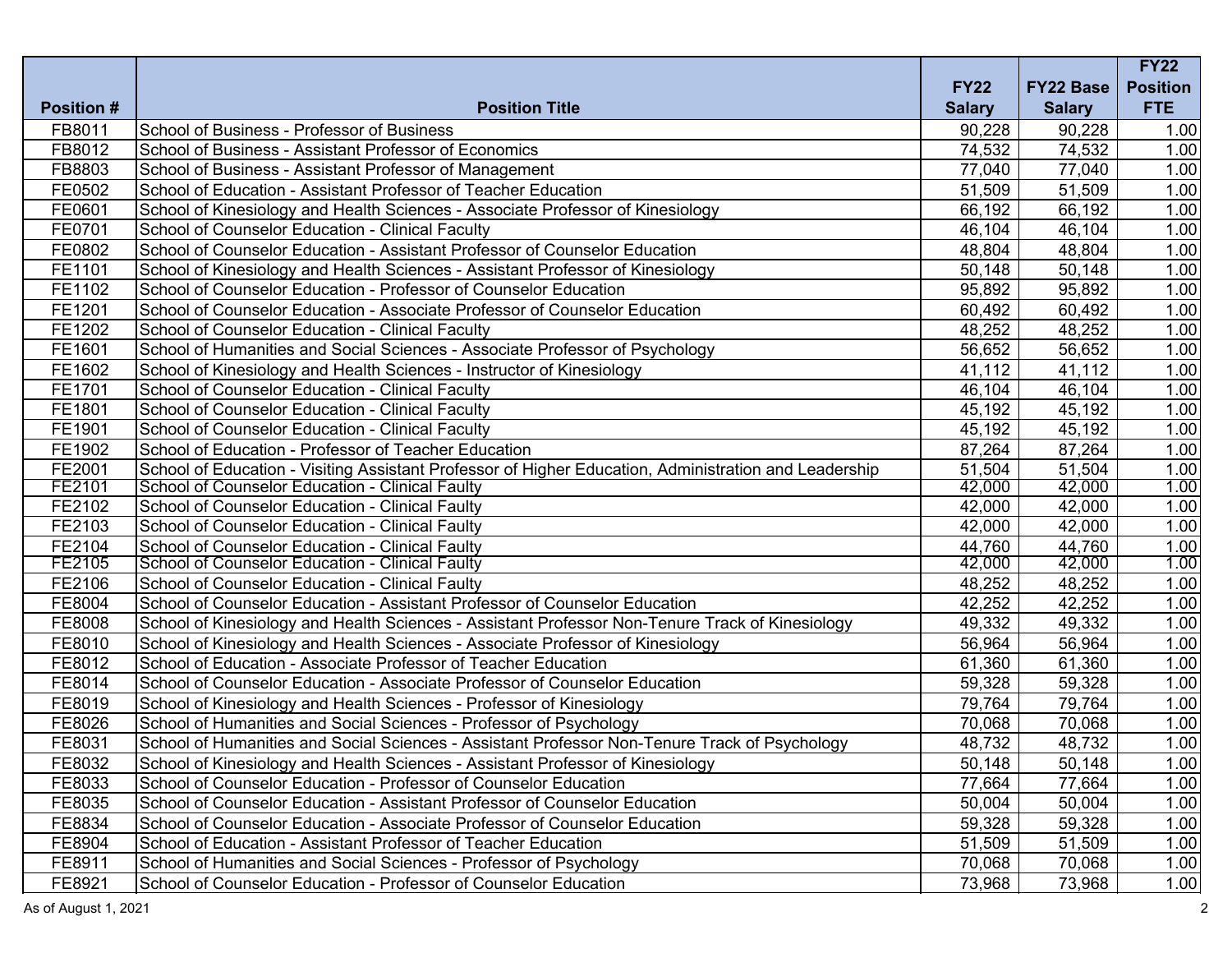| Position # | Position Title | FY22 Salary | FY22 Base Salary | FY22 Position FTE |
|---|---|---|---|---|
| FB8011 | School of Business - Professor of Business | 90,228 | 90,228 | 1.00 |
| FB8012 | School of Business - Assistant Professor of Economics | 74,532 | 74,532 | 1.00 |
| FB8803 | School of Business - Assistant Professor of Management | 77,040 | 77,040 | 1.00 |
| FE0502 | School of Education - Assistant Professor of Teacher Education | 51,509 | 51,509 | 1.00 |
| FE0601 | School of Kinesiology and Health Sciences - Associate Professor of Kinesiology | 66,192 | 66,192 | 1.00 |
| FE0701 | School of Counselor Education - Clinical Faculty | 46,104 | 46,104 | 1.00 |
| FE0802 | School of Counselor Education - Assistant Professor of Counselor Education | 48,804 | 48,804 | 1.00 |
| FE1101 | School of Kinesiology and Health Sciences - Assistant Professor of Kinesiology | 50,148 | 50,148 | 1.00 |
| FE1102 | School of Counselor Education - Professor of Counselor Education | 95,892 | 95,892 | 1.00 |
| FE1201 | School of Counselor Education - Associate Professor of Counselor Education | 60,492 | 60,492 | 1.00 |
| FE1202 | School of Counselor Education - Clinical Faculty | 48,252 | 48,252 | 1.00 |
| FE1601 | School of Humanities and Social Sciences - Associate Professor of Psychology | 56,652 | 56,652 | 1.00 |
| FE1602 | School of Kinesiology and Health Sciences - Instructor of Kinesiology | 41,112 | 41,112 | 1.00 |
| FE1701 | School of Counselor Education - Clinical Faculty | 46,104 | 46,104 | 1.00 |
| FE1801 | School of Counselor Education - Clinical Faculty | 45,192 | 45,192 | 1.00 |
| FE1901 | School of Counselor Education - Clinical Faculty | 45,192 | 45,192 | 1.00 |
| FE1902 | School of Education - Professor of Teacher Education | 87,264 | 87,264 | 1.00 |
| FE2001 | School of Education - Visiting Assistant Professor of Higher Education, Administration and Leadership | 51,504 | 51,504 | 1.00 |
| FE2101 | School of Counselor Education - Clinical Faulty | 42,000 | 42,000 | 1.00 |
| FE2102 | School of Counselor Education - Clinical Faulty | 42,000 | 42,000 | 1.00 |
| FE2103 | School of Counselor Education - Clinical Faulty | 42,000 | 42,000 | 1.00 |
| FE2104 | School of Counselor Education - Clinical Faulty | 44,760 | 44,760 | 1.00 |
| FE2105 | School of Counselor Education - Clinical Faulty | 42,000 | 42,000 | 1.00 |
| FE2106 | School of Counselor Education - Clinical Faulty | 48,252 | 48,252 | 1.00 |
| FE8004 | School of Counselor Education - Assistant Professor of Counselor Education | 42,252 | 42,252 | 1.00 |
| FE8008 | School of Kinesiology and Health Sciences - Assistant Professor Non-Tenure Track of Kinesiology | 49,332 | 49,332 | 1.00 |
| FE8010 | School of Kinesiology and Health Sciences - Associate Professor of Kinesiology | 56,964 | 56,964 | 1.00 |
| FE8012 | School of Education - Associate Professor of Teacher Education | 61,360 | 61,360 | 1.00 |
| FE8014 | School of Counselor Education - Associate Professor of Counselor Education | 59,328 | 59,328 | 1.00 |
| FE8019 | School of Kinesiology and Health Sciences - Professor of Kinesiology | 79,764 | 79,764 | 1.00 |
| FE8026 | School of Humanities and Social Sciences - Professor of Psychology | 70,068 | 70,068 | 1.00 |
| FE8031 | School of Humanities and Social Sciences - Assistant Professor Non-Tenure Track of Psychology | 48,732 | 48,732 | 1.00 |
| FE8032 | School of Kinesiology and Health Sciences - Assistant Professor of Kinesiology | 50,148 | 50,148 | 1.00 |
| FE8033 | School of Counselor Education - Professor of Counselor Education | 77,664 | 77,664 | 1.00 |
| FE8035 | School of Counselor Education - Assistant Professor of Counselor Education | 50,004 | 50,004 | 1.00 |
| FE8834 | School of Counselor Education - Associate Professor of Counselor Education | 59,328 | 59,328 | 1.00 |
| FE8904 | School of Education - Assistant Professor of Teacher Education | 51,509 | 51,509 | 1.00 |
| FE8911 | School of Humanities and Social Sciences - Professor of Psychology | 70,068 | 70,068 | 1.00 |
| FE8921 | School of Counselor Education - Professor of Counselor Education | 73,968 | 73,968 | 1.00 |

As of August 1, 2021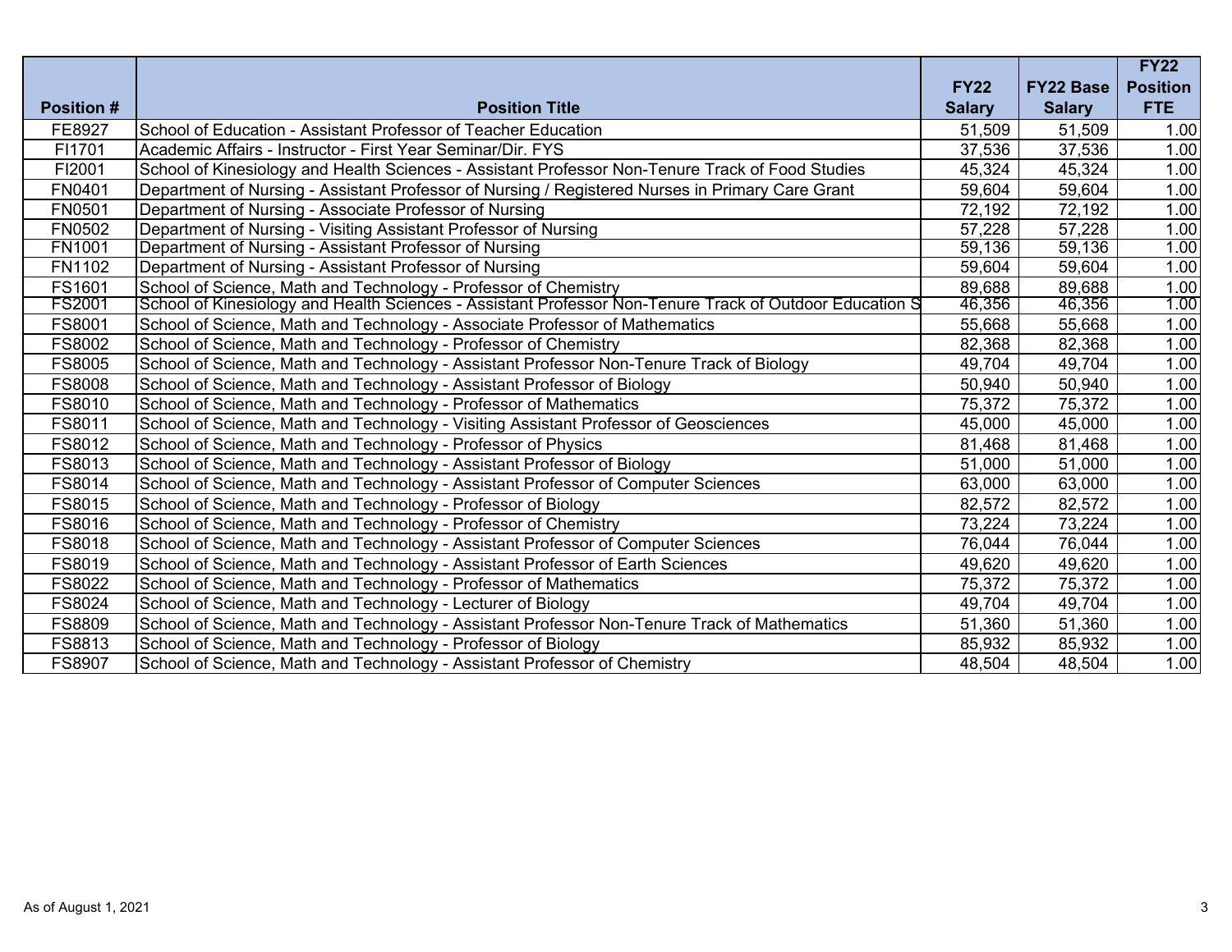| Position # | Position Title | FY22 Salary | FY22 Base Salary | FY22 Position FTE |
|---|---|---|---|---|
| FE8927 | School of Education - Assistant Professor of Teacher Education | 51,509 | 51,509 | 1.00 |
| FI1701 | Academic Affairs - Instructor - First Year Seminar/Dir. FYS | 37,536 | 37,536 | 1.00 |
| FI2001 | School of Kinesiology and Health Sciences - Assistant Professor Non-Tenure Track of Food Studies | 45,324 | 45,324 | 1.00 |
| FN0401 | Department of Nursing - Assistant Professor of Nursing / Registered Nurses in Primary Care Grant | 59,604 | 59,604 | 1.00 |
| FN0501 | Department of Nursing - Associate Professor of Nursing | 72,192 | 72,192 | 1.00 |
| FN0502 | Department of Nursing - Visiting Assistant Professor of Nursing | 57,228 | 57,228 | 1.00 |
| FN1001 | Department of Nursing - Assistant Professor of Nursing | 59,136 | 59,136 | 1.00 |
| FN1102 | Department of Nursing - Assistant Professor of Nursing | 59,604 | 59,604 | 1.00 |
| FS1601 | School of Science, Math and Technology - Professor of Chemistry | 89,688 | 89,688 | 1.00 |
| FS2001 | School of Kinesiology and Health Sciences - Assistant Professor Non-Tenure Track of Outdoor Education S | 46,356 | 46,356 | 1.00 |
| FS8001 | School of Science, Math and Technology - Associate Professor of Mathematics | 55,668 | 55,668 | 1.00 |
| FS8002 | School of Science, Math and Technology - Professor of Chemistry | 82,368 | 82,368 | 1.00 |
| FS8005 | School of Science, Math and Technology - Assistant Professor Non-Tenure Track of Biology | 49,704 | 49,704 | 1.00 |
| FS8008 | School of Science, Math and Technology - Assistant Professor of Biology | 50,940 | 50,940 | 1.00 |
| FS8010 | School of Science, Math and Technology - Professor of Mathematics | 75,372 | 75,372 | 1.00 |
| FS8011 | School of Science, Math and Technology - Visiting Assistant Professor of Geosciences | 45,000 | 45,000 | 1.00 |
| FS8012 | School of Science, Math and Technology - Professor of Physics | 81,468 | 81,468 | 1.00 |
| FS8013 | School of Science, Math and Technology - Assistant Professor of Biology | 51,000 | 51,000 | 1.00 |
| FS8014 | School of Science, Math and Technology - Assistant Professor of Computer Sciences | 63,000 | 63,000 | 1.00 |
| FS8015 | School of Science, Math and Technology - Professor of Biology | 82,572 | 82,572 | 1.00 |
| FS8016 | School of Science, Math and Technology - Professor of Chemistry | 73,224 | 73,224 | 1.00 |
| FS8018 | School of Science, Math and Technology - Assistant Professor of Computer Sciences | 76,044 | 76,044 | 1.00 |
| FS8019 | School of Science, Math and Technology - Assistant Professor of Earth Sciences | 49,620 | 49,620 | 1.00 |
| FS8022 | School of Science, Math and Technology - Professor of Mathematics | 75,372 | 75,372 | 1.00 |
| FS8024 | School of Science, Math and Technology - Lecturer of Biology | 49,704 | 49,704 | 1.00 |
| FS8809 | School of Science, Math and Technology - Assistant Professor Non-Tenure Track of Mathematics | 51,360 | 51,360 | 1.00 |
| FS8813 | School of Science, Math and Technology - Professor of Biology | 85,932 | 85,932 | 1.00 |
| FS8907 | School of Science, Math and Technology - Assistant Professor of Chemistry | 48,504 | 48,504 | 1.00 |

As of August 1, 2021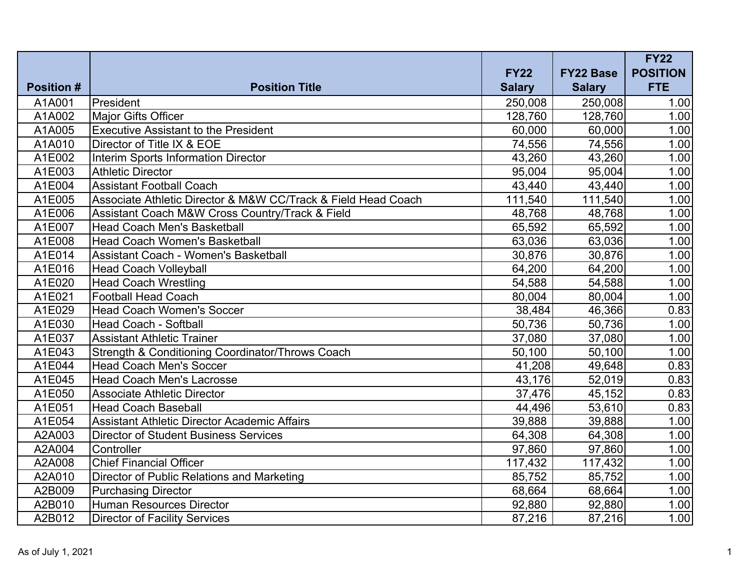| Position # | Position Title | FY22 Salary | FY22 Base Salary | FY22 POSITION FTE |
|---|---|---|---|---|
| A1A001 | President | 250,008 | 250,008 | 1.00 |
| A1A002 | Major Gifts Officer | 128,760 | 128,760 | 1.00 |
| A1A005 | Executive Assistant to the President | 60,000 | 60,000 | 1.00 |
| A1A010 | Director of Title IX & EOE | 74,556 | 74,556 | 1.00 |
| A1E002 | Interim Sports Information Director | 43,260 | 43,260 | 1.00 |
| A1E003 | Athletic Director | 95,004 | 95,004 | 1.00 |
| A1E004 | Assistant Football Coach | 43,440 | 43,440 | 1.00 |
| A1E005 | Associate Athletic Director & M&W CC/Track & Field Head Coach | 111,540 | 111,540 | 1.00 |
| A1E006 | Assistant Coach M&W Cross Country/Track & Field | 48,768 | 48,768 | 1.00 |
| A1E007 | Head Coach Men's Basketball | 65,592 | 65,592 | 1.00 |
| A1E008 | Head Coach Women's Basketball | 63,036 | 63,036 | 1.00 |
| A1E014 | Assistant Coach - Women's Basketball | 30,876 | 30,876 | 1.00 |
| A1E016 | Head Coach Volleyball | 64,200 | 64,200 | 1.00 |
| A1E020 | Head Coach Wrestling | 54,588 | 54,588 | 1.00 |
| A1E021 | Football Head Coach | 80,004 | 80,004 | 1.00 |
| A1E029 | Head Coach Women's Soccer | 38,484 | 46,366 | 0.83 |
| A1E030 | Head Coach - Softball | 50,736 | 50,736 | 1.00 |
| A1E037 | Assistant Athletic Trainer | 37,080 | 37,080 | 1.00 |
| A1E043 | Strength & Conditioning Coordinator/Throws Coach | 50,100 | 50,100 | 1.00 |
| A1E044 | Head Coach Men's Soccer | 41,208 | 49,648 | 0.83 |
| A1E045 | Head Coach Men's Lacrosse | 43,176 | 52,019 | 0.83 |
| A1E050 | Associate Athletic Director | 37,476 | 45,152 | 0.83 |
| A1E051 | Head Coach Baseball | 44,496 | 53,610 | 0.83 |
| A1E054 | Assistant Athletic Director Academic Affairs | 39,888 | 39,888 | 1.00 |
| A2A003 | Director of Student Business Services | 64,308 | 64,308 | 1.00 |
| A2A004 | Controller | 97,860 | 97,860 | 1.00 |
| A2A008 | Chief Financial Officer | 117,432 | 117,432 | 1.00 |
| A2A010 | Director of Public Relations and Marketing | 85,752 | 85,752 | 1.00 |
| A2B009 | Purchasing Director | 68,664 | 68,664 | 1.00 |
| A2B010 | Human Resources Director | 92,880 | 92,880 | 1.00 |
| A2B012 | Director of Facility Services | 87,216 | 87,216 | 1.00 |

As of July 1, 2021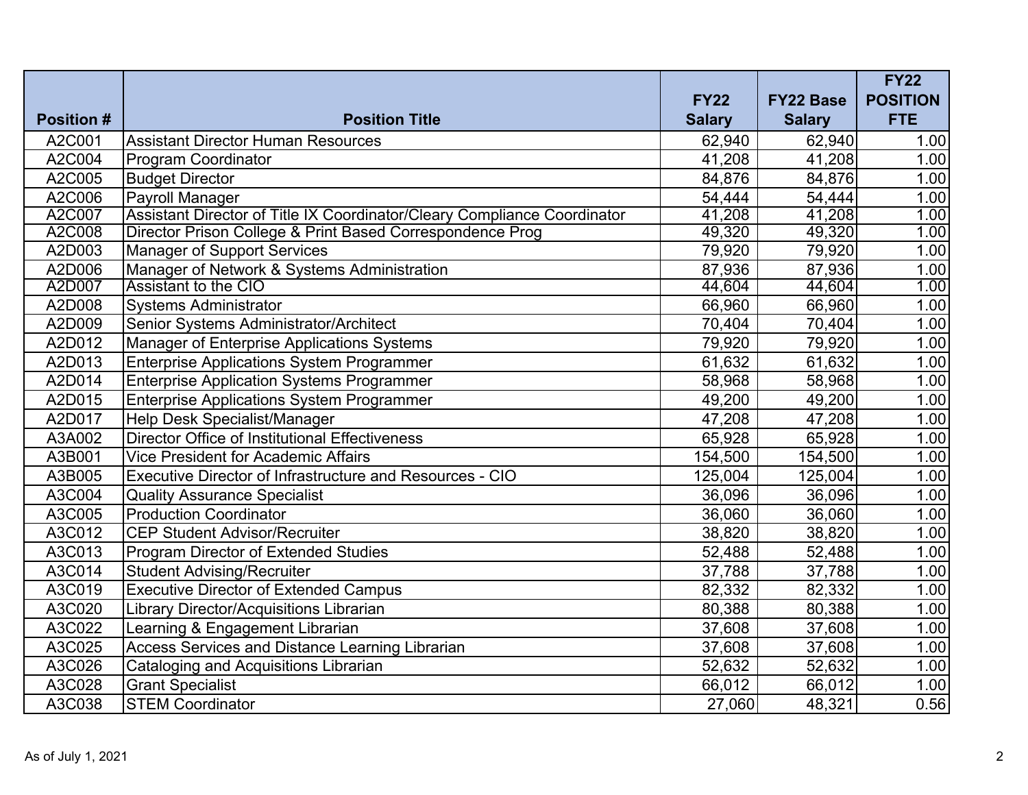| Position # | Position Title | FY22 Salary | FY22 Base Salary | FY22 POSITION FTE |
|---|---|---|---|---|
| A2C001 | Assistant Director Human Resources | 62,940 | 62,940 | 1.00 |
| A2C004 | Program Coordinator | 41,208 | 41,208 | 1.00 |
| A2C005 | Budget Director | 84,876 | 84,876 | 1.00 |
| A2C006 | Payroll Manager | 54,444 | 54,444 | 1.00 |
| A2C007 | Assistant Director of Title IX Coordinator/Cleary Compliance Coordinator | 41,208 | 41,208 | 1.00 |
| A2C008 | Director Prison College & Print Based Correspondence Prog | 49,320 | 49,320 | 1.00 |
| A2D003 | Manager of Support Services | 79,920 | 79,920 | 1.00 |
| A2D006 | Manager of Network & Systems Administration | 87,936 | 87,936 | 1.00 |
| A2D007 | Assistant to the CIO | 44,604 | 44,604 | 1.00 |
| A2D008 | Systems Administrator | 66,960 | 66,960 | 1.00 |
| A2D009 | Senior Systems Administrator/Architect | 70,404 | 70,404 | 1.00 |
| A2D012 | Manager of Enterprise Applications Systems | 79,920 | 79,920 | 1.00 |
| A2D013 | Enterprise Applications System Programmer | 61,632 | 61,632 | 1.00 |
| A2D014 | Enterprise Application Systems Programmer | 58,968 | 58,968 | 1.00 |
| A2D015 | Enterprise Applications System Programmer | 49,200 | 49,200 | 1.00 |
| A2D017 | Help Desk Specialist/Manager | 47,208 | 47,208 | 1.00 |
| A3A002 | Director Office of Institutional Effectiveness | 65,928 | 65,928 | 1.00 |
| A3B001 | Vice President for Academic Affairs | 154,500 | 154,500 | 1.00 |
| A3B005 | Executive Director of Infrastructure and Resources - CIO | 125,004 | 125,004 | 1.00 |
| A3C004 | Quality Assurance Specialist | 36,096 | 36,096 | 1.00 |
| A3C005 | Production Coordinator | 36,060 | 36,060 | 1.00 |
| A3C012 | CEP Student Advisor/Recruiter | 38,820 | 38,820 | 1.00 |
| A3C013 | Program Director of Extended Studies | 52,488 | 52,488 | 1.00 |
| A3C014 | Student Advising/Recruiter | 37,788 | 37,788 | 1.00 |
| A3C019 | Executive Director of Extended Campus | 82,332 | 82,332 | 1.00 |
| A3C020 | Library Director/Acquisitions Librarian | 80,388 | 80,388 | 1.00 |
| A3C022 | Learning & Engagement Librarian | 37,608 | 37,608 | 1.00 |
| A3C025 | Access Services and Distance Learning Librarian | 37,608 | 37,608 | 1.00 |
| A3C026 | Cataloging and Acquisitions Librarian | 52,632 | 52,632 | 1.00 |
| A3C028 | Grant Specialist | 66,012 | 66,012 | 1.00 |
| A3C038 | STEM Coordinator | 27,060 | 48,321 | 0.56 |

As of July 1, 2021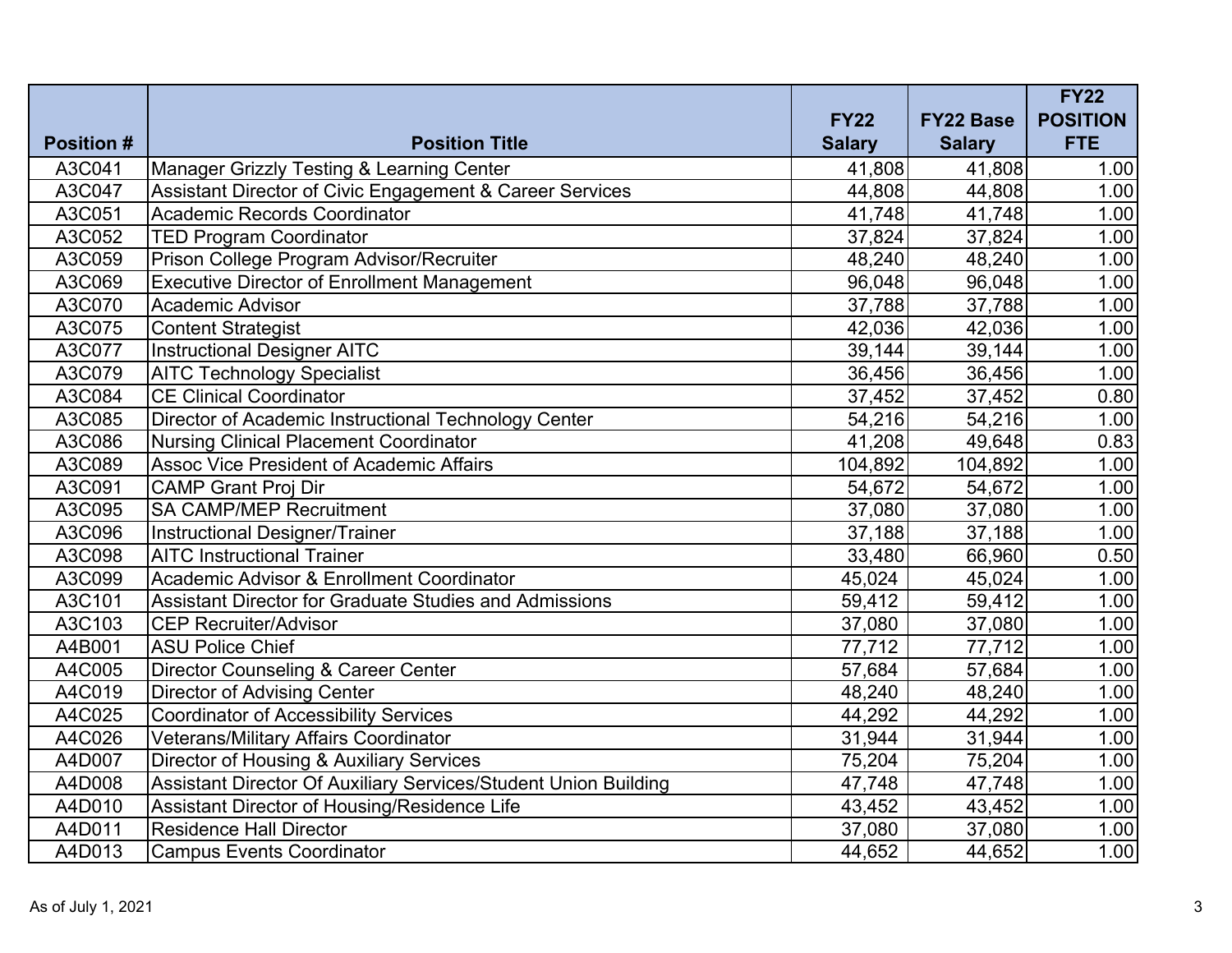| Position # | Position Title | FY22 Salary | FY22 Base Salary | FY22 POSITION FTE |
|---|---|---|---|---|
| A3C041 | Manager Grizzly Testing & Learning Center | 41,808 | 41,808 | 1.00 |
| A3C047 | Assistant Director of Civic Engagement & Career Services | 44,808 | 44,808 | 1.00 |
| A3C051 | Academic Records Coordinator | 41,748 | 41,748 | 1.00 |
| A3C052 | TED Program Coordinator | 37,824 | 37,824 | 1.00 |
| A3C059 | Prison College Program Advisor/Recruiter | 48,240 | 48,240 | 1.00 |
| A3C069 | Executive Director of Enrollment Management | 96,048 | 96,048 | 1.00 |
| A3C070 | Academic Advisor | 37,788 | 37,788 | 1.00 |
| A3C075 | Content Strategist | 42,036 | 42,036 | 1.00 |
| A3C077 | Instructional Designer AITC | 39,144 | 39,144 | 1.00 |
| A3C079 | AITC Technology Specialist | 36,456 | 36,456 | 1.00 |
| A3C084 | CE Clinical Coordinator | 37,452 | 37,452 | 0.80 |
| A3C085 | Director of Academic Instructional Technology Center | 54,216 | 54,216 | 1.00 |
| A3C086 | Nursing Clinical Placement Coordinator | 41,208 | 49,648 | 0.83 |
| A3C089 | Assoc Vice President of Academic Affairs | 104,892 | 104,892 | 1.00 |
| A3C091 | CAMP Grant Proj Dir | 54,672 | 54,672 | 1.00 |
| A3C095 | SA CAMP/MEP Recruitment | 37,080 | 37,080 | 1.00 |
| A3C096 | Instructional Designer/Trainer | 37,188 | 37,188 | 1.00 |
| A3C098 | AITC Instructional Trainer | 33,480 | 66,960 | 0.50 |
| A3C099 | Academic Advisor & Enrollment Coordinator | 45,024 | 45,024 | 1.00 |
| A3C101 | Assistant Director for Graduate Studies and Admissions | 59,412 | 59,412 | 1.00 |
| A3C103 | CEP Recruiter/Advisor | 37,080 | 37,080 | 1.00 |
| A4B001 | ASU Police Chief | 77,712 | 77,712 | 1.00 |
| A4C005 | Director Counseling & Career Center | 57,684 | 57,684 | 1.00 |
| A4C019 | Director of Advising Center | 48,240 | 48,240 | 1.00 |
| A4C025 | Coordinator of Accessibility Services | 44,292 | 44,292 | 1.00 |
| A4C026 | Veterans/Military Affairs Coordinator | 31,944 | 31,944 | 1.00 |
| A4D007 | Director of Housing & Auxiliary Services | 75,204 | 75,204 | 1.00 |
| A4D008 | Assistant Director Of Auxiliary Services/Student Union Building | 47,748 | 47,748 | 1.00 |
| A4D010 | Assistant Director of Housing/Residence Life | 43,452 | 43,452 | 1.00 |
| A4D011 | Residence Hall Director | 37,080 | 37,080 | 1.00 |
| A4D013 | Campus Events Coordinator | 44,652 | 44,652 | 1.00 |

As of July 1, 2021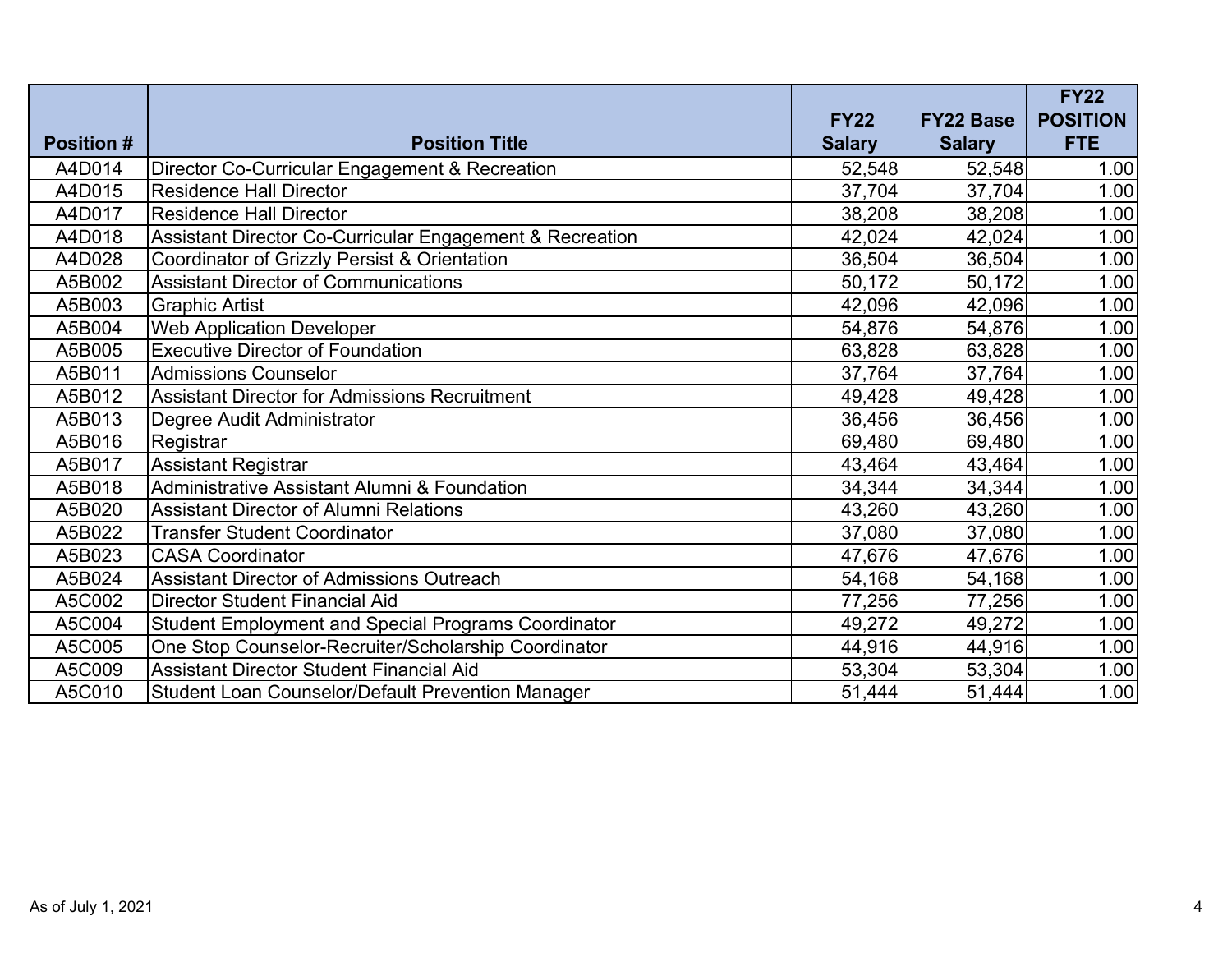| Position # | Position Title | FY22 Salary | FY22 Base Salary | FY22 POSITION FTE |
|---|---|---|---|---|
| A4D014 | Director Co-Curricular Engagement & Recreation | 52,548 | 52,548 | 1.00 |
| A4D015 | Residence Hall Director | 37,704 | 37,704 | 1.00 |
| A4D017 | Residence Hall Director | 38,208 | 38,208 | 1.00 |
| A4D018 | Assistant Director Co-Curricular Engagement & Recreation | 42,024 | 42,024 | 1.00 |
| A4D028 | Coordinator of Grizzly Persist & Orientation | 36,504 | 36,504 | 1.00 |
| A5B002 | Assistant Director of Communications | 50,172 | 50,172 | 1.00 |
| A5B003 | Graphic Artist | 42,096 | 42,096 | 1.00 |
| A5B004 | Web Application Developer | 54,876 | 54,876 | 1.00 |
| A5B005 | Executive Director of Foundation | 63,828 | 63,828 | 1.00 |
| A5B011 | Admissions Counselor | 37,764 | 37,764 | 1.00 |
| A5B012 | Assistant Director for Admissions Recruitment | 49,428 | 49,428 | 1.00 |
| A5B013 | Degree Audit Administrator | 36,456 | 36,456 | 1.00 |
| A5B016 | Registrar | 69,480 | 69,480 | 1.00 |
| A5B017 | Assistant Registrar | 43,464 | 43,464 | 1.00 |
| A5B018 | Administrative Assistant Alumni & Foundation | 34,344 | 34,344 | 1.00 |
| A5B020 | Assistant Director of Alumni Relations | 43,260 | 43,260 | 1.00 |
| A5B022 | Transfer Student Coordinator | 37,080 | 37,080 | 1.00 |
| A5B023 | CASA Coordinator | 47,676 | 47,676 | 1.00 |
| A5B024 | Assistant Director of Admissions Outreach | 54,168 | 54,168 | 1.00 |
| A5C002 | Director Student Financial Aid | 77,256 | 77,256 | 1.00 |
| A5C004 | Student Employment and Special Programs Coordinator | 49,272 | 49,272 | 1.00 |
| A5C005 | One Stop Counselor-Recruiter/Scholarship Coordinator | 44,916 | 44,916 | 1.00 |
| A5C009 | Assistant Director Student Financial Aid | 53,304 | 53,304 | 1.00 |
| A5C010 | Student Loan Counselor/Default Prevention Manager | 51,444 | 51,444 | 1.00 |

As of July 1, 2021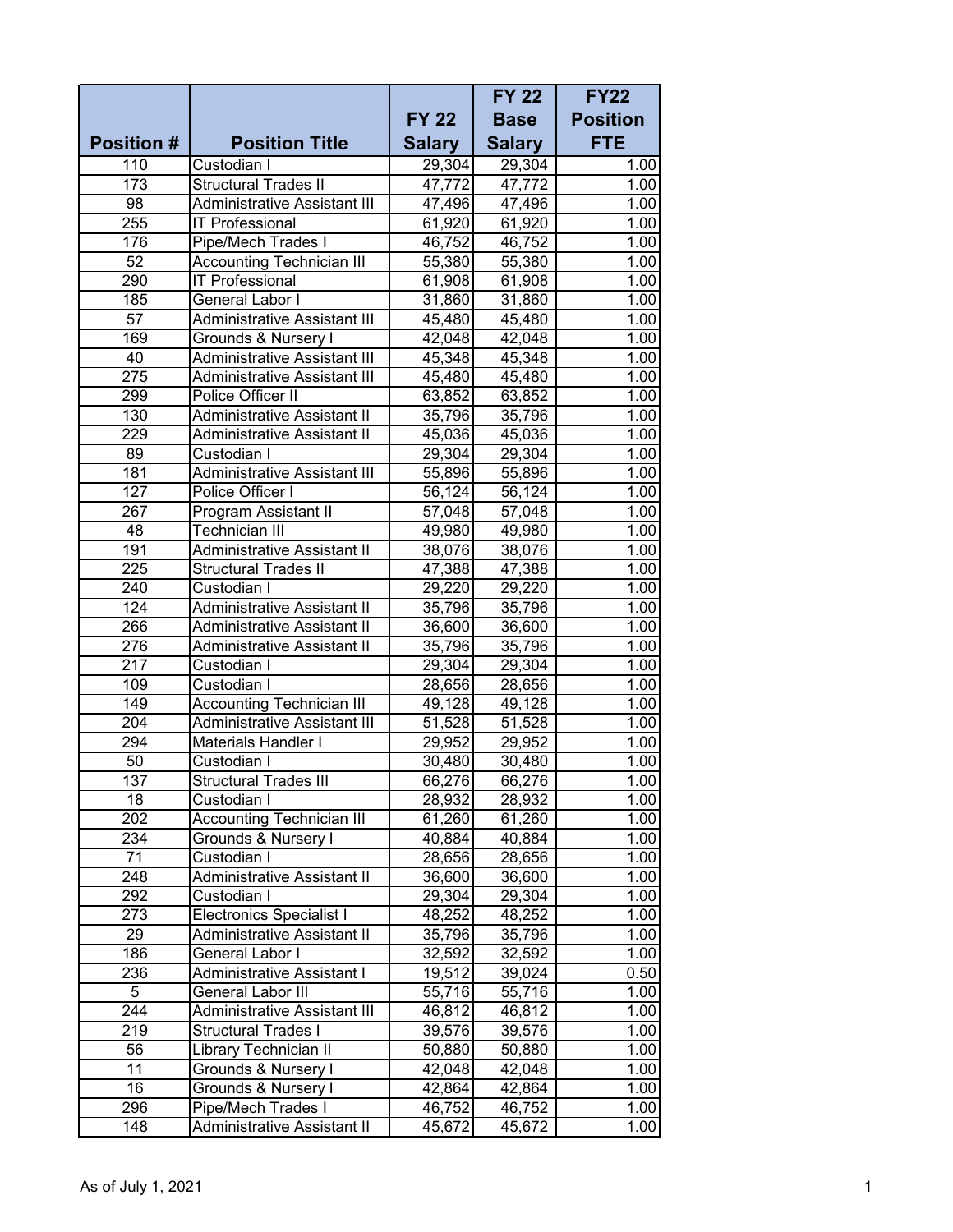| Position # | Position Title | FY 22 Salary | FY 22 Base Salary | FY22 Position FTE |
|---|---|---|---|---|
| 110 | Custodian I | 29,304 | 29,304 | 1.00 |
| 173 | Structural Trades II | 47,772 | 47,772 | 1.00 |
| 98 | Administrative Assistant III | 47,496 | 47,496 | 1.00 |
| 255 | IT Professional | 61,920 | 61,920 | 1.00 |
| 176 | Pipe/Mech Trades I | 46,752 | 46,752 | 1.00 |
| 52 | Accounting Technician III | 55,380 | 55,380 | 1.00 |
| 290 | IT Professional | 61,908 | 61,908 | 1.00 |
| 185 | General Labor I | 31,860 | 31,860 | 1.00 |
| 57 | Administrative Assistant III | 45,480 | 45,480 | 1.00 |
| 169 | Grounds & Nursery I | 42,048 | 42,048 | 1.00 |
| 40 | Administrative Assistant III | 45,348 | 45,348 | 1.00 |
| 275 | Administrative Assistant III | 45,480 | 45,480 | 1.00 |
| 299 | Police Officer II | 63,852 | 63,852 | 1.00 |
| 130 | Administrative Assistant II | 35,796 | 35,796 | 1.00 |
| 229 | Administrative Assistant II | 45,036 | 45,036 | 1.00 |
| 89 | Custodian I | 29,304 | 29,304 | 1.00 |
| 181 | Administrative Assistant III | 55,896 | 55,896 | 1.00 |
| 127 | Police Officer I | 56,124 | 56,124 | 1.00 |
| 267 | Program Assistant II | 57,048 | 57,048 | 1.00 |
| 48 | Technician III | 49,980 | 49,980 | 1.00 |
| 191 | Administrative Assistant II | 38,076 | 38,076 | 1.00 |
| 225 | Structural Trades II | 47,388 | 47,388 | 1.00 |
| 240 | Custodian I | 29,220 | 29,220 | 1.00 |
| 124 | Administrative Assistant II | 35,796 | 35,796 | 1.00 |
| 266 | Administrative Assistant II | 36,600 | 36,600 | 1.00 |
| 276 | Administrative Assistant II | 35,796 | 35,796 | 1.00 |
| 217 | Custodian I | 29,304 | 29,304 | 1.00 |
| 109 | Custodian I | 28,656 | 28,656 | 1.00 |
| 149 | Accounting Technician III | 49,128 | 49,128 | 1.00 |
| 204 | Administrative Assistant III | 51,528 | 51,528 | 1.00 |
| 294 | Materials Handler I | 29,952 | 29,952 | 1.00 |
| 50 | Custodian I | 30,480 | 30,480 | 1.00 |
| 137 | Structural Trades III | 66,276 | 66,276 | 1.00 |
| 18 | Custodian I | 28,932 | 28,932 | 1.00 |
| 202 | Accounting Technician III | 61,260 | 61,260 | 1.00 |
| 234 | Grounds & Nursery I | 40,884 | 40,884 | 1.00 |
| 71 | Custodian I | 28,656 | 28,656 | 1.00 |
| 248 | Administrative Assistant II | 36,600 | 36,600 | 1.00 |
| 292 | Custodian I | 29,304 | 29,304 | 1.00 |
| 273 | Electronics Specialist I | 48,252 | 48,252 | 1.00 |
| 29 | Administrative Assistant II | 35,796 | 35,796 | 1.00 |
| 186 | General Labor I | 32,592 | 32,592 | 1.00 |
| 236 | Administrative Assistant I | 19,512 | 39,024 | 0.50 |
| 5 | General Labor III | 55,716 | 55,716 | 1.00 |
| 244 | Administrative Assistant III | 46,812 | 46,812 | 1.00 |
| 219 | Structural Trades I | 39,576 | 39,576 | 1.00 |
| 56 | Library Technician II | 50,880 | 50,880 | 1.00 |
| 11 | Grounds & Nursery I | 42,048 | 42,048 | 1.00 |
| 16 | Grounds & Nursery I | 42,864 | 42,864 | 1.00 |
| 296 | Pipe/Mech Trades I | 46,752 | 46,752 | 1.00 |
| 148 | Administrative Assistant II | 45,672 | 45,672 | 1.00 |

As of July 1, 2021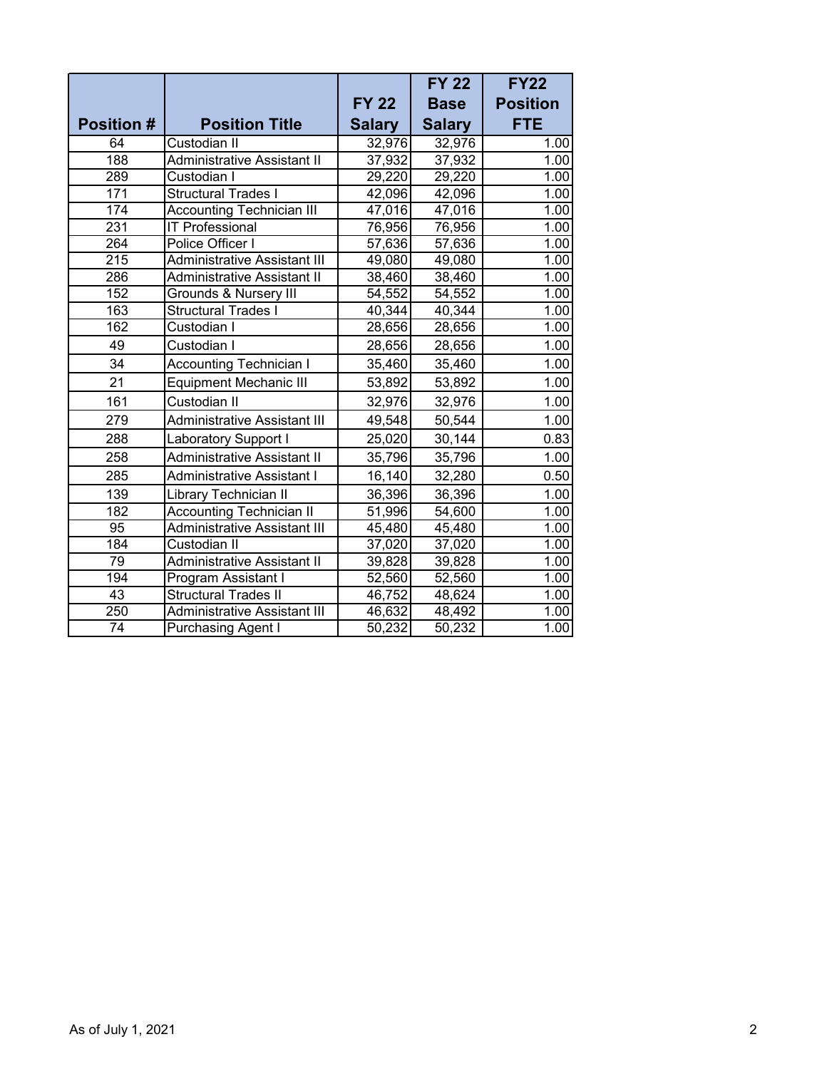| Position # | Position Title | FY 22 Salary | FY 22 Base Salary | FY22 Position FTE |
|---|---|---|---|---|
| 64 | Custodian II | 32,976 | 32,976 | 1.00 |
| 188 | Administrative Assistant II | 37,932 | 37,932 | 1.00 |
| 289 | Custodian I | 29,220 | 29,220 | 1.00 |
| 171 | Structural Trades I | 42,096 | 42,096 | 1.00 |
| 174 | Accounting Technician III | 47,016 | 47,016 | 1.00 |
| 231 | IT Professional | 76,956 | 76,956 | 1.00 |
| 264 | Police Officer I | 57,636 | 57,636 | 1.00 |
| 215 | Administrative Assistant III | 49,080 | 49,080 | 1.00 |
| 286 | Administrative Assistant II | 38,460 | 38,460 | 1.00 |
| 152 | Grounds & Nursery III | 54,552 | 54,552 | 1.00 |
| 163 | Structural Trades I | 40,344 | 40,344 | 1.00 |
| 162 | Custodian I | 28,656 | 28,656 | 1.00 |
| 49 | Custodian I | 28,656 | 28,656 | 1.00 |
| 34 | Accounting Technician I | 35,460 | 35,460 | 1.00 |
| 21 | Equipment Mechanic III | 53,892 | 53,892 | 1.00 |
| 161 | Custodian II | 32,976 | 32,976 | 1.00 |
| 279 | Administrative Assistant III | 49,548 | 50,544 | 1.00 |
| 288 | Laboratory Support I | 25,020 | 30,144 | 0.83 |
| 258 | Administrative Assistant II | 35,796 | 35,796 | 1.00 |
| 285 | Administrative Assistant I | 16,140 | 32,280 | 0.50 |
| 139 | Library Technician II | 36,396 | 36,396 | 1.00 |
| 182 | Accounting Technician II | 51,996 | 54,600 | 1.00 |
| 95 | Administrative Assistant III | 45,480 | 45,480 | 1.00 |
| 184 | Custodian II | 37,020 | 37,020 | 1.00 |
| 79 | Administrative Assistant II | 39,828 | 39,828 | 1.00 |
| 194 | Program Assistant I | 52,560 | 52,560 | 1.00 |
| 43 | Structural Trades II | 46,752 | 48,624 | 1.00 |
| 250 | Administrative Assistant III | 46,632 | 48,492 | 1.00 |
| 74 | Purchasing Agent I | 50,232 | 50,232 | 1.00 |

As of July 1, 2021